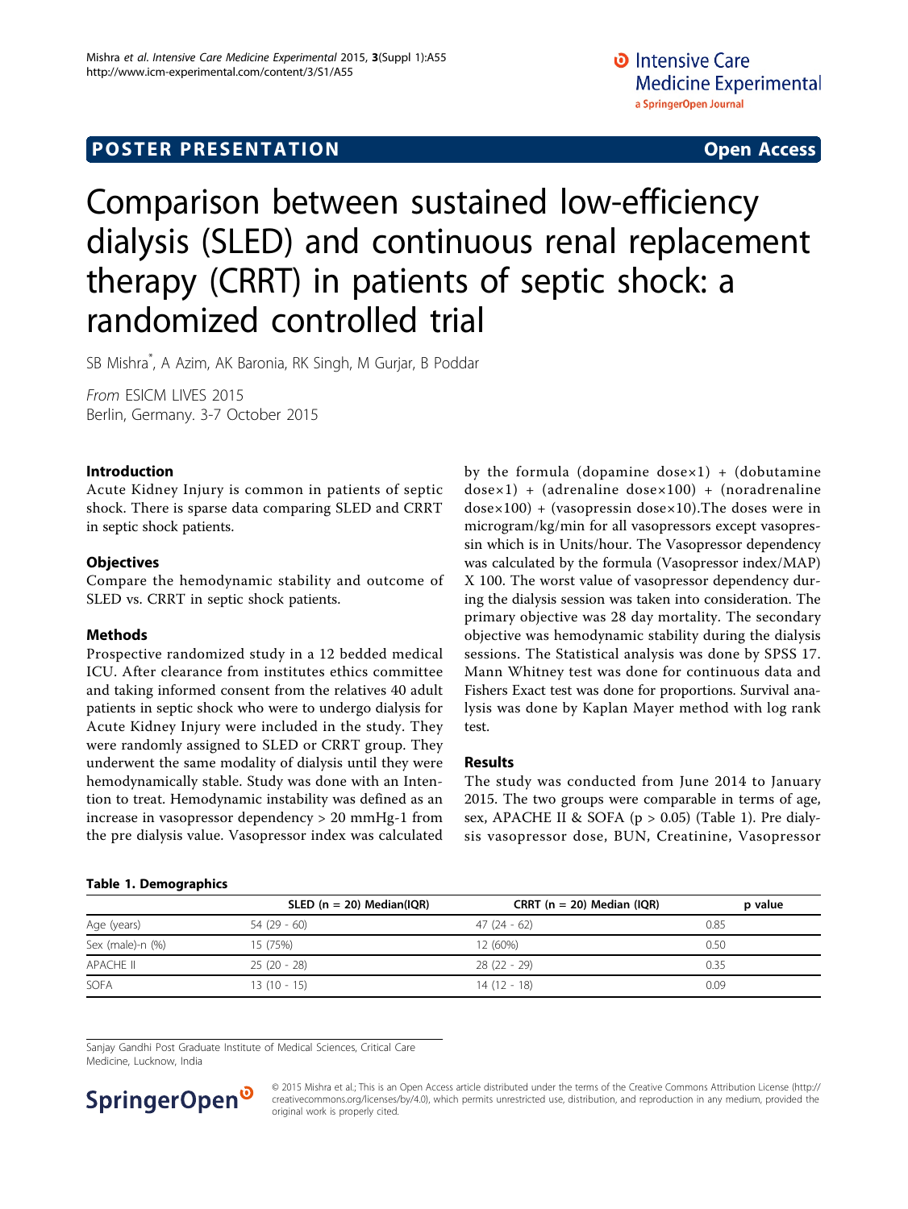POSTER PRESENTATION Open Access

# Comparison between sustained low-efficiency dialysis (SLED) and continuous renal replacement therapy (CRRT) in patients of septic shock: a randomized controlled trial

SB Mishra*, A Azim, AK Baronia, RK Singh, M Gurjar, B Poddar

*From* ESICM LIVES 2015
Berlin, Germany. 3-7 October 2015

## Introduction

Acute Kidney Injury is common in patients of septic shock. There is sparse data comparing SLED and CRRT in septic shock patients.

## Objectives

Compare the hemodynamic stability and outcome of SLED vs. CRRT in septic shock patients.

## Methods

Prospective randomized study in a 12 bedded medical ICU. After clearance from institutes ethics committee and taking informed consent from the relatives 40 adult patients in septic shock who were to undergo dialysis for Acute Kidney Injury were included in the study. They were randomly assigned to SLED or CRRT group. They underwent the same modality of dialysis until they were hemodynamically stable. Study was done with an Intention to treat. Hemodynamic instability was defined as an increase in vasopressor dependency > 20 mmHg-1 from the pre dialysis value. Vasopressor index was calculated by the formula (dopamine dose×1) + (dobutamine dose×1) + (adrenaline dose×100) + (noradrenaline dose×100) + (vasopressin dose×10).The doses were in microgram/kg/min for all vasopressors except vasopressin which is in Units/hour. The Vasopressor dependency was calculated by the formula (Vasopressor index/MAP) X 100. The worst value of vasopressor dependency during the dialysis session was taken into consideration. The primary objective was 28 day mortality. The secondary objective was hemodynamic stability during the dialysis sessions. The Statistical analysis was done by SPSS 17. Mann Whitney test was done for continuous data and Fishers Exact test was done for proportions. Survival analysis was done by Kaplan Mayer method with log rank test.

## Results

The study was conducted from June 2014 to January 2015. The two groups were comparable in terms of age, sex, APACHE II & SOFA ($p > 0.05$) (Table 1). Pre dialysis vasopressor dose, BUN, Creatinine, Vasopressor

**Table 1. Demographics**

| | SLED (n = 20) Median(IQR) | CRRT (n = 20) Median (IQR) | p value |
|---|---|---|---|
| Age (years) | 54 (29 - 60) | 47 (24 - 62) | 0.85 |
| Sex (male)-n (%) | 15 (75%) | 12 (60%) | 0.50 |
| APACHE II | 25 (20 - 28) | 28 (22 - 29) | 0.35 |
| SOFA | 13 (10 - 15) | 14 (12 - 18) | 0.09 |

Sanjay Gandhi Post Graduate Institute of Medical Sciences, Critical Care Medicine, Lucknow, India

© 2015 Mishra et al.; This is an Open Access article distributed under the terms of the Creative Commons Attribution License (http://creativecommons.org/licenses/by/4.0), which permits unrestricted use, distribution, and reproduction in any medium, provided the original work is properly cited.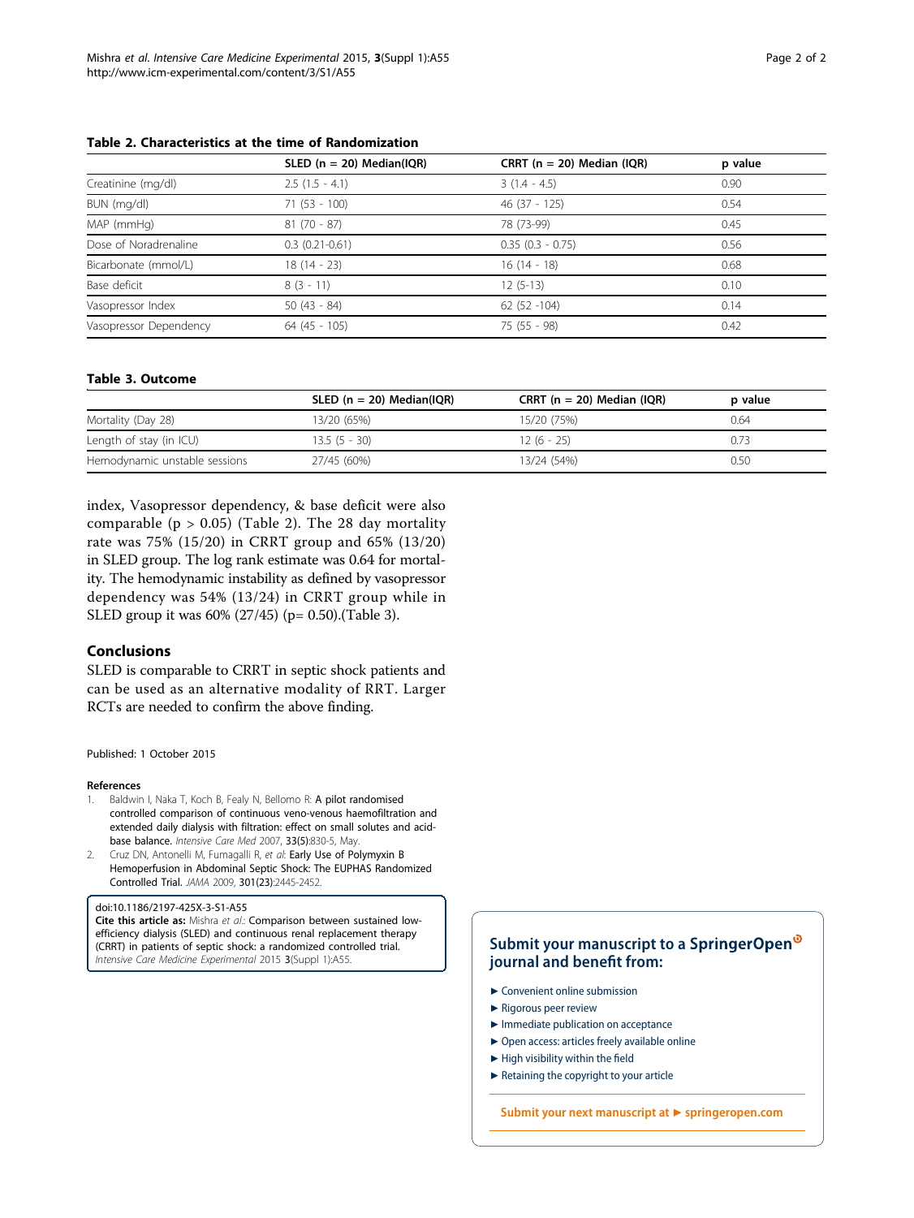**Table 2. Characteristics at the time of Randomization**

| | SLED (n = 20) Median(IQR) | CRRT (n = 20) Median (IQR) | p value |
|---|---|---|---|
| Creatinine (mg/dl) | 2.5 (1.5 - 4.1) | 3 (1.4 - 4.5) | 0.90 |
| BUN (mg/dl) | 71 (53 - 100) | 46 (37 - 125) | 0.54 |
| MAP (mmHg) | 81 (70 - 87) | 78 (73-99) | 0.45 |
| Dose of Noradrenaline | 0.3 (0.21-0.61) | 0.35 (0.3 - 0.75) | 0.56 |
| Bicarbonate (mmol/L) | 18 (14 - 23) | 16 (14 - 18) | 0.68 |
| Base deficit | 8 (3 - 11) | 12 (5-13) | 0.10 |
| Vasopressor Index | 50 (43 - 84) | 62 (52 -104) | 0.14 |
| Vasopressor Dependency | 64 (45 - 105) | 75 (55 - 98) | 0.42 |

**Table 3. Outcome**

| | SLED (n = 20) Median(IQR) | CRRT (n = 20) Median (IQR) | p value |
|---|---|---|---|
| Mortality (Day 28) | 13/20 (65%) | 15/20 (75%) | 0.64 |
| Length of stay (in ICU) | 13.5 (5 - 30) | 12 (6 - 25) | 0.73 |
| Hemodynamic unstable sessions | 27/45 (60%) | 13/24 (54%) | 0.50 |

index, Vasopressor dependency, & base deficit were also comparable ($p > 0.05$) (Table 2). The 28 day mortality rate was 75% (15/20) in CRRT group and 65% (13/20) in SLED group. The log rank estimate was 0.64 for mortality. The hemodynamic instability as defined by vasopressor dependency was 54% (13/24) in CRRT group while in SLED group it was 60% (27/45) (p= 0.50).(Table 3).

## Conclusions

SLED is comparable to CRRT in septic shock patients and can be used as an alternative modality of RRT. Larger RCTs are needed to confirm the above finding.

Published: 1 October 2015

### References

1. Baldwin I, Naka T, Koch B, Fealy N, Bellomo R: **A pilot randomised controlled comparison of continuous veno-venous haemofiltration and extended daily dialysis with filtration: effect on small solutes and acid-base balance.** *Intensive Care Med* 2007, **33(5)**:830-5, May.
2. Cruz DN, Antonelli M, Fumagalli R, *et al*: **Early Use of Polymyxin B Hemoperfusion in Abdominal Septic Shock: The EUPHAS Randomized Controlled Trial.** *JAMA* 2009, **301(23)**:2445-2452.

doi:10.1186/2197-425X-3-S1-A55
**Cite this article as:** Mishra *et al.*: Comparison between sustained low-efficiency dialysis (SLED) and continuous renal replacement therapy (CRRT) in patients of septic shock: a randomized controlled trial. *Intensive Care Medicine Experimental* 2015 **3**(Suppl 1):A55.

**Submit your manuscript to a SpringerOpen journal and benefit from:**

- ► Convenient online submission
- ► Rigorous peer review
- ► Immediate publication on acceptance
- ► Open access: articles freely available online
- ► High visibility within the field
- ► Retaining the copyright to your article

**Submit your next manuscript at ► springeropen.com**